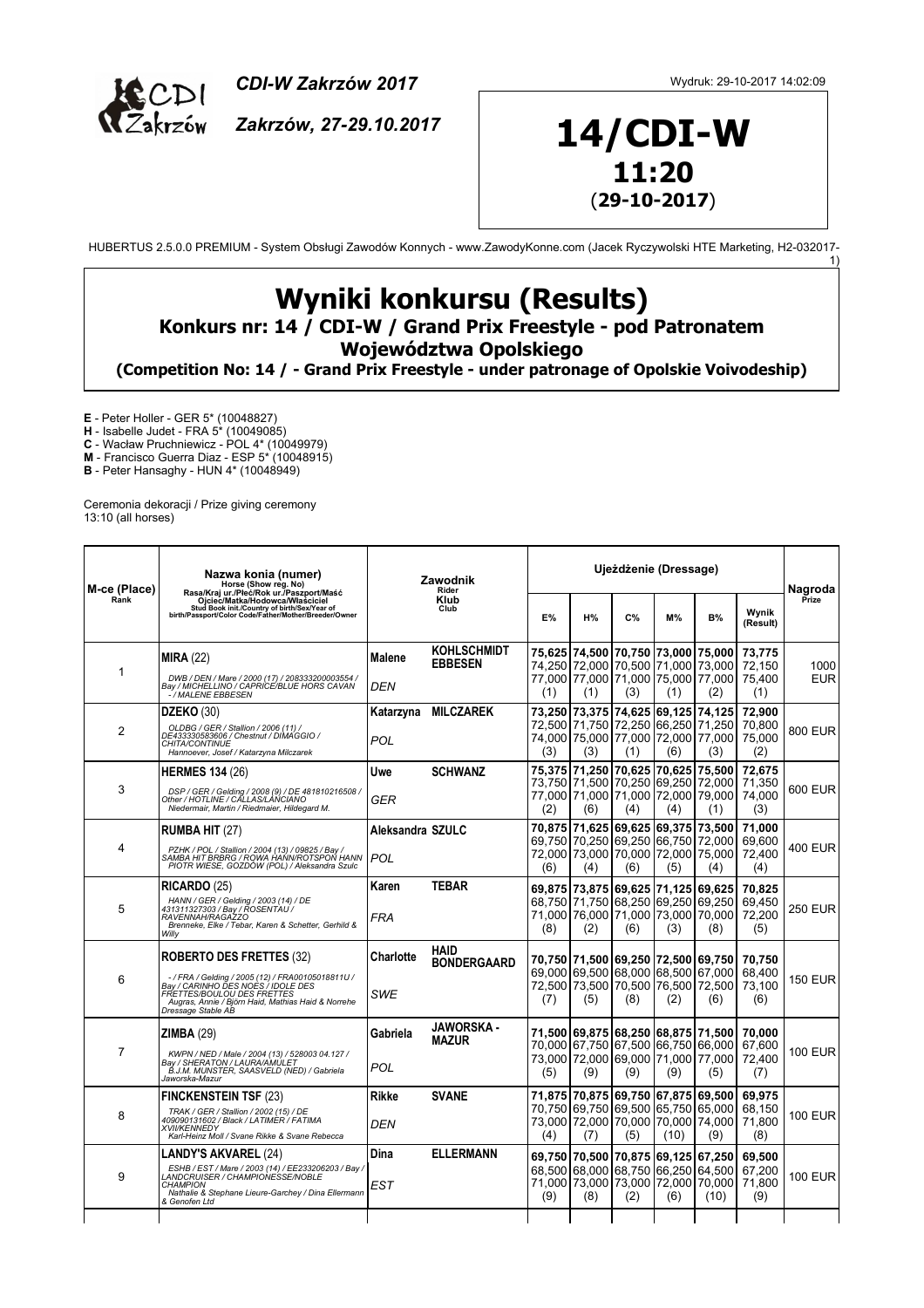CDI-W Zakrzów 2017

Zakrzów, 27-29.10.2017

Wydruk: 29-10-2017 14:02:09

**14/CDI-W**
**11:20**
(**29-10-2017**)

HUBERTUS 2.5.0.0 PREMIUM - System Obsługi Zawodów Konnych - www.ZawodyKonne.com (Jacek Ryczywolski HTE Marketing, H2-032017-1)

# Wyniki konkursu (Results)

## Konkurs nr: 14 / CDI-W / Grand Prix Freestyle - pod Patronatem Województwa Opolskiego

### (Competition No: 14 / - Grand Prix Freestyle - under patronage of Opolskie Voivodeship)

**E** - Peter Holler - GER 5* (10048827)
**H** - Isabelle Judet - FRA 5* (10049085)
**C** - Wacław Pruchniewicz - POL 4* (10049979)
**M** - Francisco Guerra Diaz - ESP 5* (10048915)
**B** - Peter Hansaghy - HUN 4* (10048949)

Ceremonia dekoracji / Prize giving ceremony
13:10 (all horses)

| M-ce (Place) Rank | Nazwa konia (numer) Horse (Show reg. No) Rasa/Kraj ur./Płeć/Rok ur./Paszport/Maść Ojciec/Matka/Hodowca/Właściciel Stud Book init./Country of birth/Sex/Year of birth/Passport/Color Code/Father/Mother/Breeder/Owner | Zawodnik Rider Klub Club | Ujeżdżenie (Dressage) E% | H% | C% | M% | B% | Wynik (Result) | Nagroda Prize |
|---|---|---|---|---|---|---|---|---|---|
| 1 | **MIRA** (22) DWB / DEN / Mare / 2000 (17) / 208333200003554 / Bay / MICHELLINO / CAPRICE/BLUE HORS CAVAN - / MALENE EBBESEN | Malene **KOHLSCHMIDT EBBESEN** DEN | **75,625** 74,250 77,000 (1) | **74,500** 72,000 77,000 (1) | **70,750** 70,500 71,000 (3) | **73,000** 71,000 75,000 (1) | **75,000** 73,000 77,000 (2) | **73,775** 72,150 75,400 (1) | 1000 EUR |
| 2 | **DZEKO** (30) OLDBG / GER / Stallion / 2006 (11) / DE433330583606 / Chestnut / DIMAGGIO / CHITA/CONTINUE Hannoever, Josef / Katarzyna Milczarek | Katarzyna **MILCZAREK** POL | **73,250** 72,500 74,000 (3) | **73,375** 71,750 75,000 (3) | **74,625** 72,250 77,000 (1) | **69,125** 66,250 72,000 (6) | **74,125** 71,250 77,000 (3) | **72,900** 70,800 75,000 (2) | 800 EUR |
| 3 | **HERMES 134** (26) DSP / GER / Gelding / 2008 (9) / DE 481810216508 / Other / HOTLINE / CALLAS/LANCIANO Niedermair, Martin / Riedmaier, Hildegard M. | Uwe **SCHWANZ** GER | **75,375** 73,750 77,000 (2) | **71,250** 71,500 71,000 (6) | **70,625** 70,250 71,000 (4) | **70,625** 69,250 72,000 (4) | **75,500** 72,000 79,000 (1) | **72,675** 71,350 74,000 (3) | 600 EUR |
| 4 | **RUMBA HIT** (27) PZHK / POL / Stallion / 2004 (13) / 09825 / Bay / SAMBA HIT BRBRG / ROWA HANN/ROTSPON HANN PIOTR WIESE, GOZDÓW (POL) / Aleksandra Szulc | Aleksandra **SZULC** POL | **70,875** 69,750 72,000 (6) | **71,625** 70,250 73,000 (4) | **69,625** 69,250 70,000 (6) | **69,375** 66,750 72,000 (5) | **73,500** 72,000 75,000 (4) | **71,000** 69,600 72,400 (4) | 400 EUR |
| 5 | **RICARDO** (25) HANN / GER / Gelding / 2003 (14) / DE 431311327303 / Bay / ROSENTAU / RAVENNAH/RAGAZZO Brenneke, Elke / Tebar, Karen & Schetter, Gerhild & Willy | Karen **TEBAR** FRA | **69,875** 68,750 71,000 (8) | **73,875** 71,750 76,000 (2) | **69,625** 68,250 71,000 (6) | **71,125** 69,250 73,000 (3) | **69,625** 69,250 70,000 (8) | **70,825** 69,450 72,200 (5) | 250 EUR |
| 6 | **ROBERTO DES FRETTES** (32) - / FRA / Gelding / 2005 (12) / FRA00105018811U / Bay / CARINHO DES NOES / IDOLE DES FRETTES/BOULOU DES FRETTES Augras, Annie / Björn Haid, Mathias Haid & Norrehe Dressage Stable AB | Charlotte **HAID BONDERGAARD** SWE | **70,750** 69,000 72,500 (7) | **71,500** 69,500 73,500 (5) | **69,250** 68,000 70,500 (8) | **72,500** 68,500 76,500 (2) | **69,750** 67,000 72,500 (6) | **70,750** 68,400 73,100 (6) | 150 EUR |
| 7 | **ZIMBA** (29) KWPN / NED / Male / 2004 (13) / 528003 04.127 / Bay / SHERATON / LAURA/AMULET B.J.M. MUNSTER, SAASVELD (NED) / Gabriela Jaworska-Mazur | Gabriela **JAWORSKA - MAZUR** POL | **71,500** 70,000 73,000 (5) | **69,875** 67,750 72,000 (9) | **68,250** 67,500 69,000 (9) | **68,875** 66,750 71,000 (9) | **71,500** 66,000 77,000 (5) | **70,000** 67,600 72,400 (7) | 100 EUR |
| 8 | **FINCKENSTEIN TSF** (23) TRAK / GER / Stallion / 2002 (15) / DE 409090131602 / Black / LATIMER / FATIMA XVII/KENNEDY Karl-Heinz Moll / Svane Rikke & Svane Rebecca | Rikke **SVANE** DEN | **71,875** 70,750 73,000 (4) | **70,875** 69,750 72,000 (7) | **69,750** 69,500 70,000 (5) | **67,875** 65,750 70,000 (10) | **69,500** 65,000 74,000 (9) | **69,975** 68,150 71,800 (8) | 100 EUR |
| 9 | **LANDY'S AKVAREL** (24) ESHB / EST / Mare / 2003 (14) / EE233206203 / Bay / LANDCRUISER / CHAMPIONESSE/NOBLE CHAMPION Nathalie & Stephane Lieure-Garchey / Dina Ellermann & Genofen Ltd | Dina **ELLERMANN** EST | **69,750** 68,500 71,000 (9) | **70,500** 68,000 73,000 (8) | **70,875** 68,750 73,000 (2) | **69,125** 66,250 72,000 (6) | **67,250** 64,500 70,000 (10) | **69,500** 67,200 71,800 (9) | 100 EUR |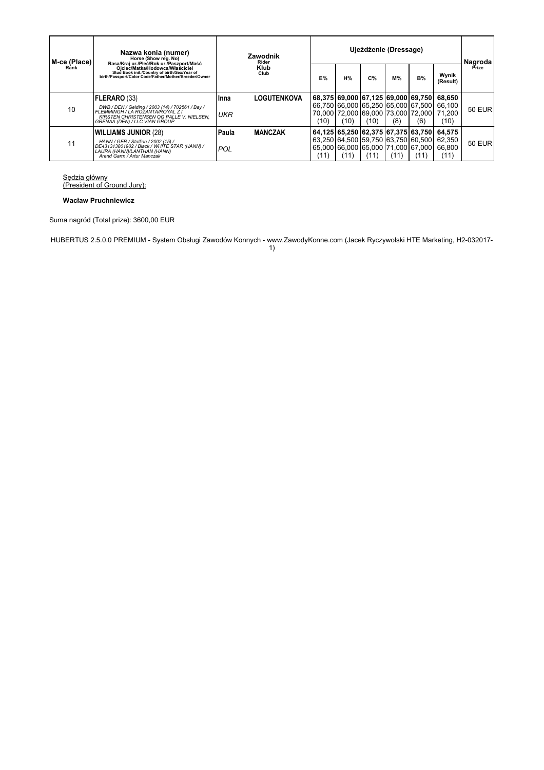| M-ce (Place) Rank | Nazwa konia (numer) Horse (Show reg. No) Rasa/Kraj ur./Płeć/Rok ur./Paszport/Maść Ojciec/Matka/Hodowca/Właściciel Stud Book init./Country of birth/Sex/Year of birth/Passport/Color Code/Father/Mother/Breeder/Owner | Zawodnik Rider Klub Club | | Ujeżdżenie (Dressage) | | | | | | Nagroda Prize |
|---|---|---|---|---|---|---|---|---|---|---|
| | | | | E% | H% | C% | M% | B% | Wynik (Result) | |
| 10 | **FLERARO** (33) *DWB / DEN / Gelding / 2003 (14) / 702561 / Bay / FLEMMINGH / LA ROZANTA/ROYAL Z I KIRSTEN CHRISTENSEN OG PALLE V. NIELSEN, GRENAA (DEN) / LLC VIAN GROUP* | **Inna** *UKR* | **LOGUTENKOVA** | **68,375** 66,750 70,000 (10) | **69,000** 66,000 72,000 (10) | **67,125** 65,250 69,000 (10) | **69,000** 65,000 73,000 (8) | **69,750** 67,500 72,000 (6) | **68,650** 66,100 71,200 (10) | 50 EUR |
| 11 | **WILLIAMS JUNIOR** (28) *HANN / GER / Stallion / 2002 (15) / DE431313801902 / Black / WHITE STAR (HANN) / LAURA (HANN)/LANTHAN (HANN) Arend Garm / Artur Manczak* | **Paula** *POL* | **MANCZAK** | **64,125** 63,250 65,000 (11) | **65,250** 64,500 66,000 (11) | **62,375** 59,750 65,000 (11) | **67,375** 63,750 71,000 (11) | **63,750** 60,500 67,000 (11) | **64,575** 62,350 66,800 (11) | 50 EUR |

Sędzia główny
(President of Ground Jury):

**Wacław Pruchniewicz**

Suma nagród (Total prize): 3600,00 EUR

HUBERTUS 2.5.0.0 PREMIUM - System Obsługi Zawodów Konnych - www.ZawodyKonne.com (Jacek Ryczywolski HTE Marketing, H2-032017-1)